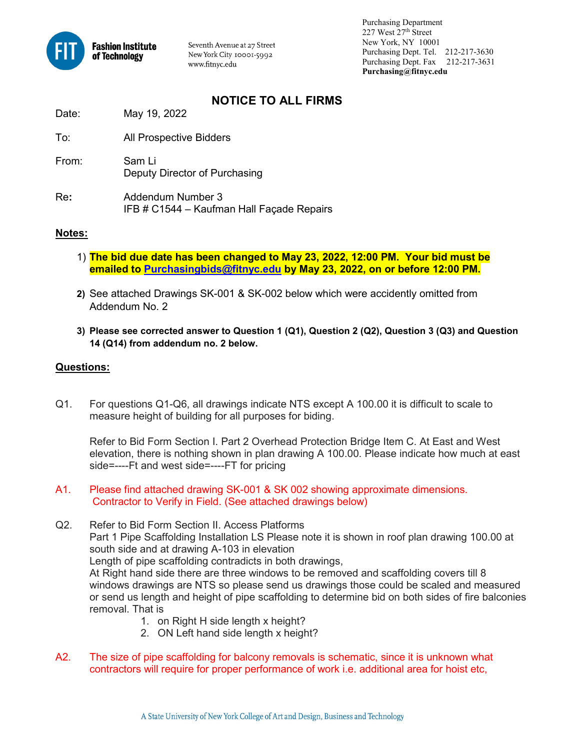Fashion Institute of Technology

Seventh Avenue at 27 Street
New York City 10001-5992
www.fitnyc.edu

Purchasing Department
227 West 27th Street
New York, NY 10001
Purchasing Dept. Tel. 212-217-3630
Purchasing Dept. Fax 212-217-3631
**Purchasing@fitnyc.edu**

# NOTICE TO ALL FIRMS

Date: May 19, 2022

To: All Prospective Bidders

From: Sam Li
Deputy Director of Purchasing

Re: Addendum Number 3
IFB # C1544 – Kaufman Hall Façade Repairs

**Notes:**

1) **The bid due date has been changed to May 23, 2022, 12:00 PM. Your bid must be emailed to Purchasingbids@fitnyc.edu by May 23, 2022, on or before 12:00 PM.**

2) See attached Drawings SK-001 & SK-002 below which were accidently omitted from Addendum No. 2

3) **Please see corrected answer to Question 1 (Q1), Question 2 (Q2), Question 3 (Q3) and Question 14 (Q14) from addendum no. 2 below.**

**Questions:**

Q1. For questions Q1-Q6, all drawings indicate NTS except A 100.00 it is difficult to scale to measure height of building for all purposes for biding.

Refer to Bid Form Section I. Part 2 Overhead Protection Bridge Item C. At East and West elevation, there is nothing shown in plan drawing A 100.00. Please indicate how much at east side=----Ft and west side=----FT for pricing

A1. Please find attached drawing SK-001 & SK 002 showing approximate dimensions. Contractor to Verify in Field. (See attached drawings below)

Q2. Refer to Bid Form Section II. Access Platforms
Part 1 Pipe Scaffolding Installation LS Please note it is shown in roof plan drawing 100.00 at south side and at drawing A-103 in elevation
Length of pipe scaffolding contradicts in both drawings,
At Right hand side there are three windows to be removed and scaffolding covers till 8 windows drawings are NTS so please send us drawings those could be scaled and measured or send us length and height of pipe scaffolding to determine bid on both sides of fire balconies removal. That is

1. on Right H side length x height?
2. ON Left hand side length x height?

A2. The size of pipe scaffolding for balcony removals is schematic, since it is unknown what contractors will require for proper performance of work i.e. additional area for hoist etc,

A State University of New York College of Art and Design, Business and Technology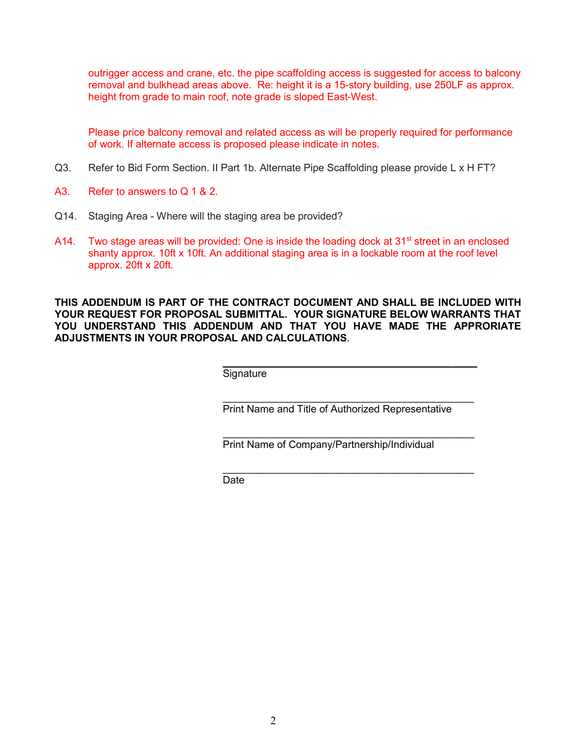outrigger access and crane, etc. the pipe scaffolding access is suggested for access to balcony removal and bulkhead areas above. Re: height it is a 15-story building, use 250LF as approx. height from grade to main roof, note grade is sloped East-West.

Please price balcony removal and related access as will be properly required for performance of work. If alternate access is proposed please indicate in notes.

Q3. Refer to Bid Form Section. II Part 1b. Alternate Pipe Scaffolding please provide L x H FT?

A3. Refer to answers to Q 1 & 2.

Q14. Staging Area - Where will the staging area be provided?

A14. Two stage areas will be provided: One is inside the loading dock at 31st street in an enclosed shanty approx. 10ft x 10ft. An additional staging area is in a lockable room at the roof level approx. 20ft x 20ft.

**THIS ADDENDUM IS PART OF THE CONTRACT DOCUMENT AND SHALL BE INCLUDED WITH YOUR REQUEST FOR PROPOSAL SUBMITTAL. YOUR SIGNATURE BELOW WARRANTS THAT YOU UNDERSTAND THIS ADDENDUM AND THAT YOU HAVE MADE THE APPRORIATE ADJUSTMENTS IN YOUR PROPOSAL AND CALCULATIONS**.

_____________________________________________
Signature

_____________________________________________
Print Name and Title of Authorized Representative

_____________________________________________
Print Name of Company/Partnership/Individual

_____________________________________________
Date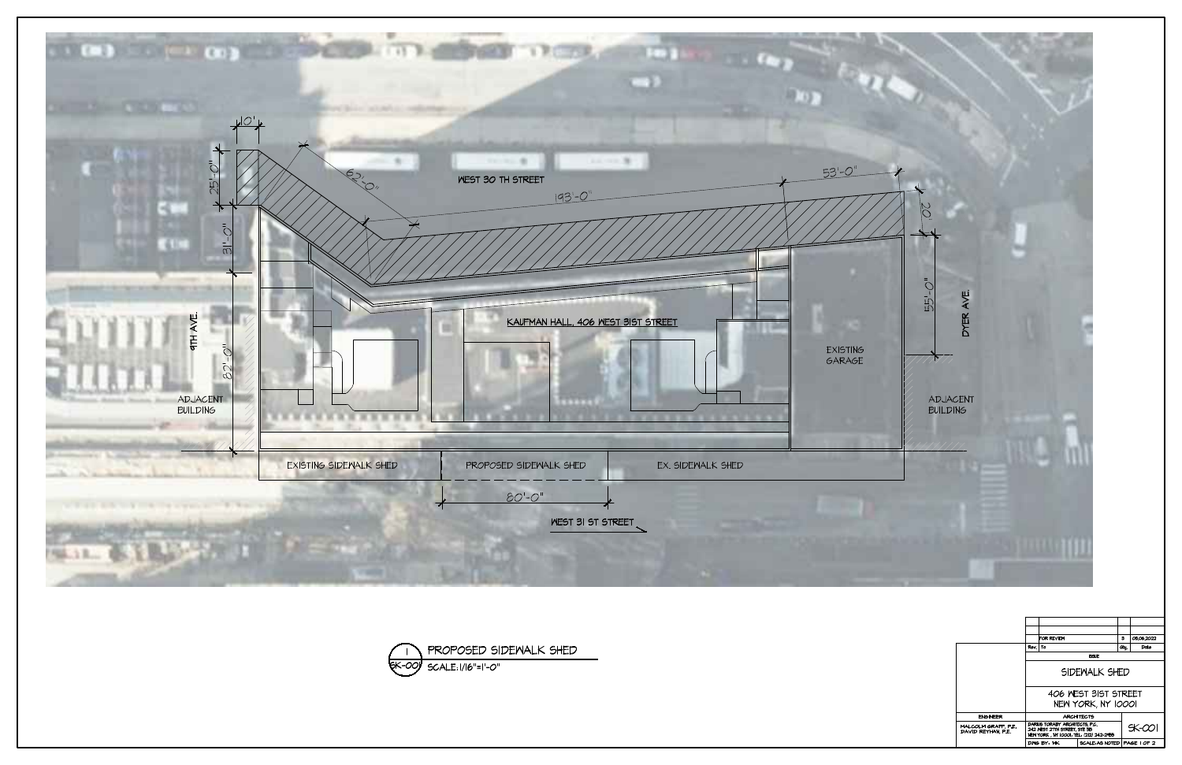WEST 30 TH STREET

10'

25'-0"

62'-0"

193'-0"

53'-0"

20'

31'-0"

55'-0"

9TH AVE.

82'-0"

KAUFMAN HALL, 406 WEST 31ST STREET

EXISTING GARAGE

DYER AVE.

ADJACENT BUILDING

ADJACENT BUILDING

EXISTING SIDEWALK SHED

PROPOSED SIDEWALK SHED

EX. SIDEWALK SHED

80'-0"

WEST 31 ST STREET

1 / SK-001 — PROPOSED SIDEWALK SHED

SCALE: 1/16"=1'-0"

| Rev. | To | Qty. | Date |
|---|---|---|---|
|  | FOR REVIEW | 3 | 05.06.2022 |

ISSUE

SIDEWALK SHED

406 WEST 31ST STREET
NEW YORK, NY 10001

| ENGINEER | ARCHITECTS | |
|---|---|---|
| MALCOLM GRAFF, P.E. DAVID REYHAN, P.E. | DARIUS TORABY ARCHITECTS, P.C. 242 WEST 27TH STREET, STE 5B NEW YORK, NY 10001, TEL: (212) 242-2185 | SK-001 |
|  | DWG BY: MK / SCALE: AS NOTED | PAGE 1 OF 2 |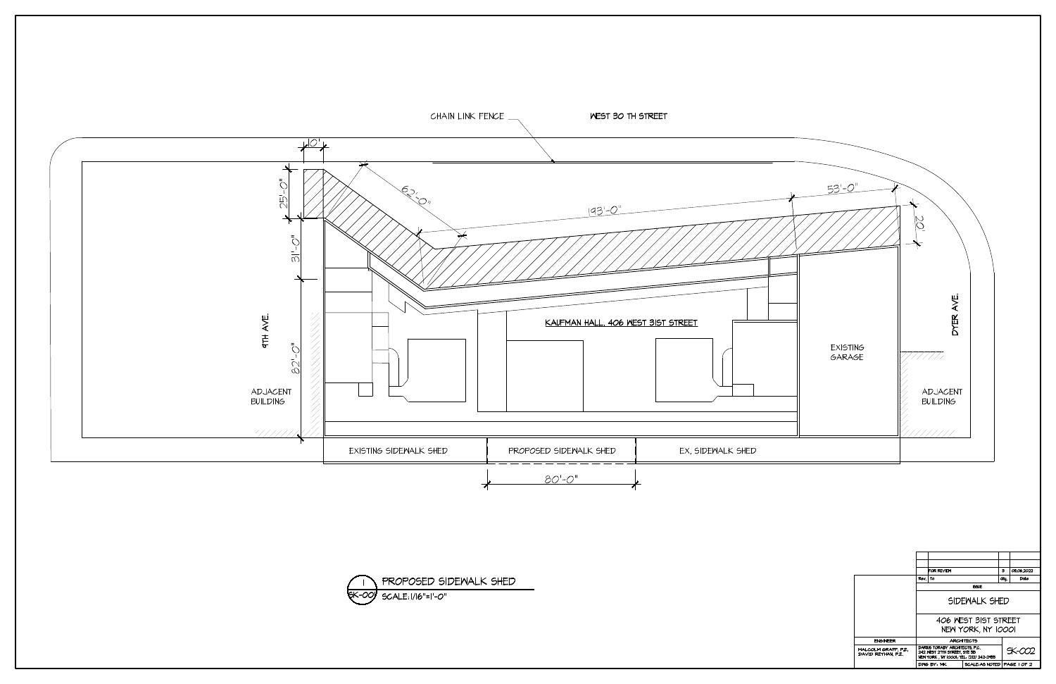CHAIN LINK FENCE

WEST 30 TH STREET

10'

25'-0"

62'-0"

193'-0"

53'-0"

20'

31'-0"

9TH AVE.

82'-0"

KAUFMAN HALL, 406 WEST 31ST STREET

EXISTING GARAGE

DYER AVE.

ADJACENT BUILDING

ADJACENT BUILDING

EXISTING SIDEWALK SHED

PROPOSED SIDEWALK SHED

EX. SIDEWALK SHED

80'-0"

1 / SK-001 PROPOSED SIDEWALK SHED

SCALE: 1/16"=1'-0"

| | | | |
|---|---|---|---|
| | FOR REVIEW | 3 | 05.06.2022 |
| Rev. | To | Qty. | Date |

ISSUE

SIDEWALK SHED

406 WEST 31ST STREET
NEW YORK, NY 10001

ENGINEER: MALCOLM GRAFF, P.E., DAVID REYHAN, P.E.

ARCHITECTS: DARIUS TORABY ARCHITECTS, P.C., 242 WEST 27TH STREET, STE 5B, NEW YORK, NY 10001, TEL. (212) 242-2455

SK-002

DWG BY: MK | SCALE: AS NOTED | PAGE 1 OF 2